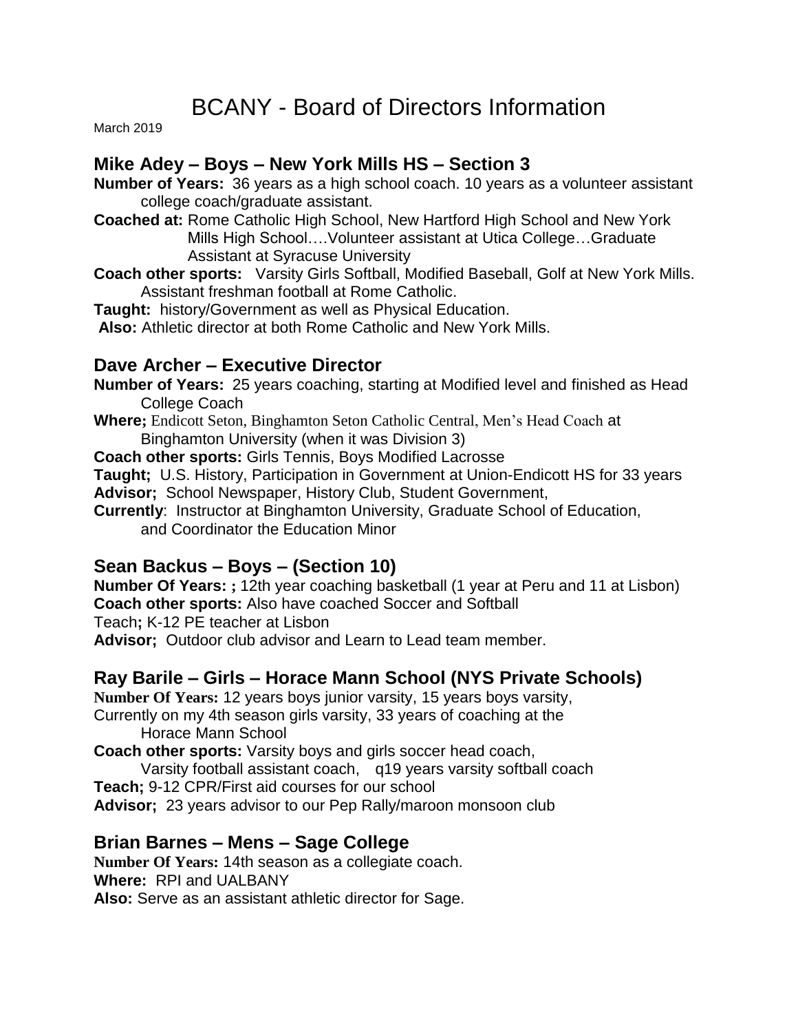# BCANY - Board of Directors Information

March 2019

## Mike Adey – Boys – New York Mills HS – Section 3

**Number of Years:** 36 years as a high school coach. 10 years as a volunteer assistant college coach/graduate assistant.

**Coached at:** Rome Catholic High School, New Hartford High School and New York Mills High School….Volunteer assistant at Utica College…Graduate Assistant at Syracuse University

**Coach other sports:** Varsity Girls Softball, Modified Baseball, Golf at New York Mills. Assistant freshman football at Rome Catholic.

**Taught:** history/Government as well as Physical Education.

**Also:** Athletic director at both Rome Catholic and New York Mills.

## Dave Archer – Executive Director

**Number of Years:** 25 years coaching, starting at Modified level and finished as Head College Coach

**Where;** Endicott Seton, Binghamton Seton Catholic Central, Men's Head Coach at Binghamton University (when it was Division 3)

**Coach other sports:** Girls Tennis, Boys Modified Lacrosse

**Taught;** U.S. History, Participation in Government at Union-Endicott HS for 33 years

**Advisor;** School Newspaper, History Club, Student Government,

**Currently**: Instructor at Binghamton University, Graduate School of Education, and Coordinator the Education Minor

## Sean Backus – Boys – (Section 10)

**Number Of Years: ;** 12th year coaching basketball (1 year at Peru and 11 at Lisbon)

**Coach other sports:** Also have coached Soccer and Softball

Teach**;** K-12 PE teacher at Lisbon

**Advisor;** Outdoor club advisor and Learn to Lead team member.

## Ray Barile – Girls – Horace Mann School (NYS Private Schools)

**Number Of Years:** 12 years boys junior varsity, 15 years boys varsity, Currently on my 4th season girls varsity, 33 years of coaching at the Horace Mann School

**Coach other sports:** Varsity boys and girls soccer head coach, Varsity football assistant coach, q19 years varsity softball coach

**Teach;** 9-12 CPR/First aid courses for our school

**Advisor;** 23 years advisor to our Pep Rally/maroon monsoon club

## Brian Barnes – Mens – Sage College

**Number Of Years:** 14th season as a collegiate coach.

**Where:** RPI and UALBANY

**Also:** Serve as an assistant athletic director for Sage.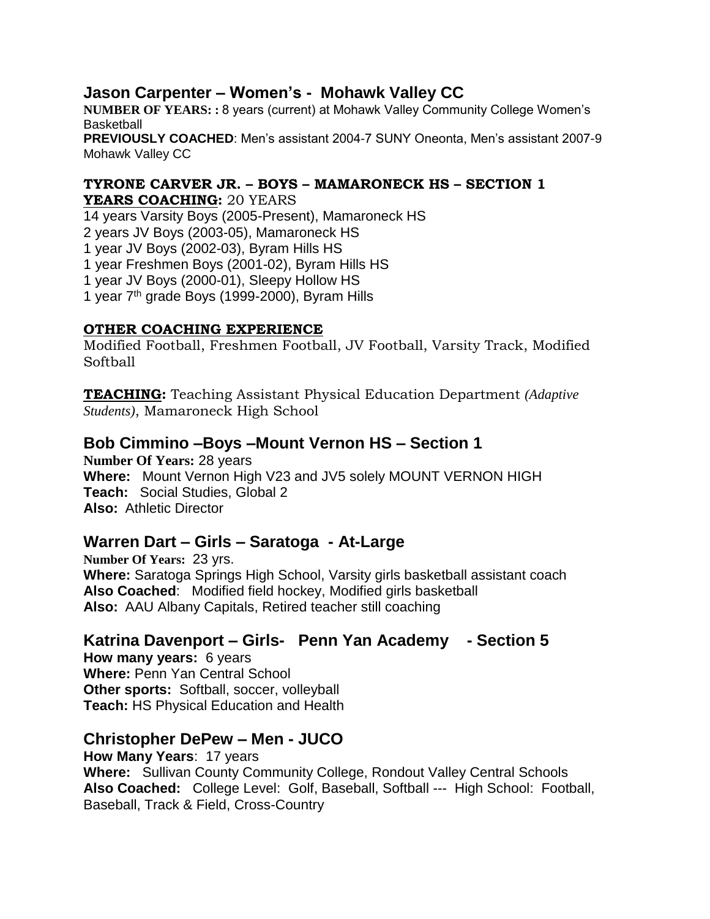## Jason Carpenter – Women's - Mohawk Valley CC

**NUMBER OF YEARS: :** 8 years (current) at Mohawk Valley Community College Women's Basketball
**PREVIOUSLY COACHED**: Men's assistant 2004-7 SUNY Oneonta, Men's assistant 2007-9 Mohawk Valley CC

### TYRONE CARVER JR. – BOYS – MAMARONECK HS – SECTION 1

**YEARS COACHING:** 20 YEARS
14 years Varsity Boys (2005-Present), Mamaroneck HS
2 years JV Boys (2003-05), Mamaroneck HS
1 year JV Boys (2002-03), Byram Hills HS
1 year Freshmen Boys (2001-02), Byram Hills HS
1 year JV Boys (2000-01), Sleepy Hollow HS
1 year 7th grade Boys (1999-2000), Byram Hills

**OTHER COACHING EXPERIENCE**
Modified Football, Freshmen Football, JV Football, Varsity Track, Modified Softball

**TEACHING:** Teaching Assistant Physical Education Department *(Adaptive Students)*, Mamaroneck High School

## Bob Cimmino –Boys –Mount Vernon HS – Section 1

**Number Of Years:** 28 years
**Where:** Mount Vernon High V23 and JV5 solely MOUNT VERNON HIGH
**Teach:** Social Studies, Global 2
**Also:** Athletic Director

## Warren Dart – Girls – Saratoga - At-Large

**Number Of Years:** 23 yrs.
**Where:** Saratoga Springs High School, Varsity girls basketball assistant coach
**Also Coached**: Modified field hockey, Modified girls basketball
**Also:** AAU Albany Capitals, Retired teacher still coaching

## Katrina Davenport – Girls- Penn Yan Academy - Section 5

**How many years:** 6 years
**Where:** Penn Yan Central School
**Other sports:** Softball, soccer, volleyball
**Teach:** HS Physical Education and Health

## Christopher DePew – Men - JUCO

**How Many Years**: 17 years
**Where:** Sullivan County Community College, Rondout Valley Central Schools
**Also Coached:** College Level: Golf, Baseball, Softball --- High School: Football, Baseball, Track & Field, Cross-Country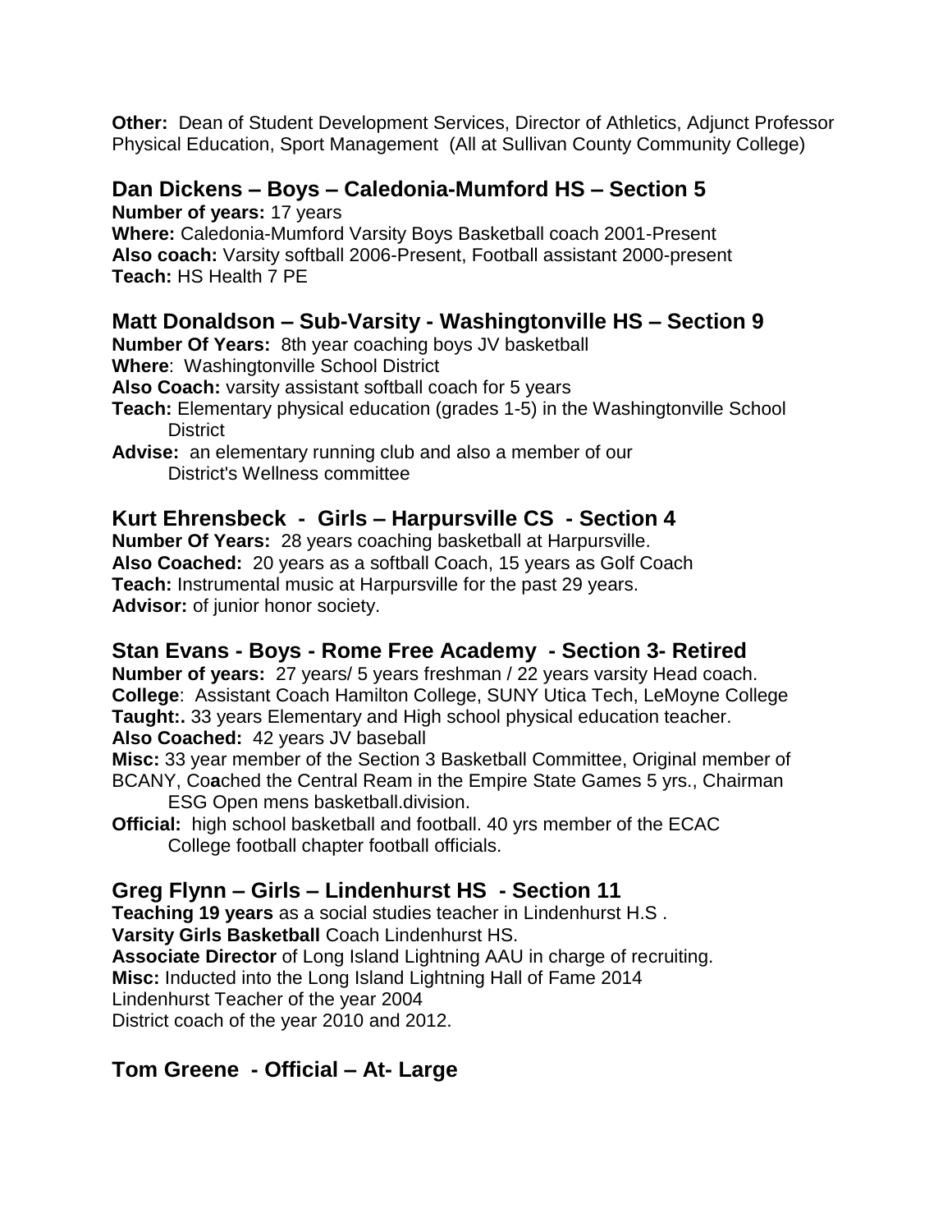**Other:** Dean of Student Development Services, Director of Athletics, Adjunct Professor Physical Education, Sport Management (All at Sullivan County Community College)

## Dan Dickens – Boys – Caledonia-Mumford HS – Section 5

**Number of years:** 17 years
**Where:** Caledonia-Mumford Varsity Boys Basketball coach 2001-Present
**Also coach:** Varsity softball 2006-Present, Football assistant 2000-present
**Teach:** HS Health 7 PE

## Matt Donaldson – Sub-Varsity - Washingtonville HS – Section 9

**Number Of Years:** 8th year coaching boys JV basketball
**Where**: Washingtonville School District
**Also Coach:** varsity assistant softball coach for 5 years
**Teach:** Elementary physical education (grades 1-5) in the Washingtonville School District
**Advise:** an elementary running club and also a member of our District's Wellness committee

## Kurt Ehrensbeck - Girls – Harpursville CS - Section 4

**Number Of Years:** 28 years coaching basketball at Harpursville.
**Also Coached:** 20 years as a softball Coach, 15 years as Golf Coach
**Teach:** Instrumental music at Harpursville for the past 29 years.
**Advisor:** of junior honor society.

## Stan Evans - Boys - Rome Free Academy - Section 3- Retired

**Number of years:** 27 years/ 5 years freshman / 22 years varsity Head coach.
**College**: Assistant Coach Hamilton College, SUNY Utica Tech, LeMoyne College
**Taught:.** 33 years Elementary and High school physical education teacher.
**Also Coached:** 42 years JV baseball
**Misc:** 33 year member of the Section 3 Basketball Committee, Original member of BCANY, Coached the Central Ream in the Empire State Games 5 yrs., Chairman ESG Open mens basketball.division.
**Official:** high school basketball and football. 40 yrs member of the ECAC College football chapter football officials.

## Greg Flynn – Girls – Lindenhurst HS - Section 11

**Teaching 19 years** as a social studies teacher in Lindenhurst H.S .
**Varsity Girls Basketball** Coach Lindenhurst HS.
**Associate Director** of Long Island Lightning AAU in charge of recruiting.
**Misc:** Inducted into the Long Island Lightning Hall of Fame 2014
Lindenhurst Teacher of the year 2004
District coach of the year 2010 and 2012.

## Tom Greene - Official – At- Large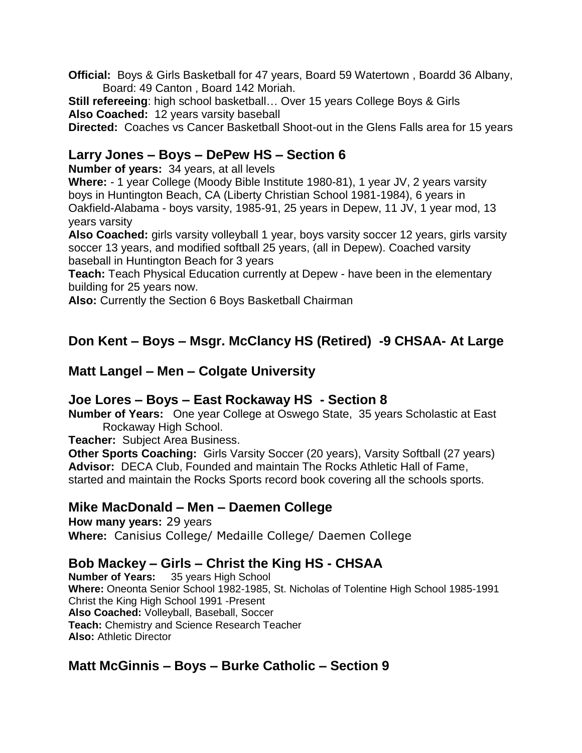**Official:** Boys & Girls Basketball for 47 years, Board 59 Watertown , Boardd 36 Albany, Board: 49 Canton , Board 142 Moriah.

**Still refereeing**: high school basketball… Over 15 years College Boys & Girls

**Also Coached:** 12 years varsity baseball

**Directed:** Coaches vs Cancer Basketball Shoot-out in the Glens Falls area for 15 years

## Larry Jones – Boys – DePew HS – Section 6

**Number of years:** 34 years, at all levels

**Where:** - 1 year College (Moody Bible Institute 1980-81), 1 year JV, 2 years varsity boys in Huntington Beach, CA (Liberty Christian School 1981-1984), 6 years in Oakfield-Alabama - boys varsity, 1985-91, 25 years in Depew, 11 JV, 1 year mod, 13 years varsity

**Also Coached:** girls varsity volleyball 1 year, boys varsity soccer 12 years, girls varsity soccer 13 years, and modified softball 25 years, (all in Depew). Coached varsity baseball in Huntington Beach for 3 years

**Teach:** Teach Physical Education currently at Depew - have been in the elementary building for 25 years now.

**Also:** Currently the Section 6 Boys Basketball Chairman

## Don Kent – Boys – Msgr. McClancy HS (Retired) -9 CHSAA- At Large

## Matt Langel – Men – Colgate University

## Joe Lores – Boys – East Rockaway HS - Section 8

**Number of Years:** One year College at Oswego State, 35 years Scholastic at East Rockaway High School.

**Teacher:** Subject Area Business.

**Other Sports Coaching:** Girls Varsity Soccer (20 years), Varsity Softball (27 years)

**Advisor:** DECA Club, Founded and maintain The Rocks Athletic Hall of Fame, started and maintain the Rocks Sports record book covering all the schools sports.

## Mike MacDonald – Men – Daemen College

**How many years:** 29 years

**Where:** Canisius College/ Medaille College/ Daemen College

## Bob Mackey – Girls – Christ the King HS - CHSAA

**Number of Years:** 35 years High School

**Where:** Oneonta Senior School 1982-1985, St. Nicholas of Tolentine High School 1985-1991 Christ the King High School 1991 -Present

**Also Coached:** Volleyball, Baseball, Soccer

**Teach:** Chemistry and Science Research Teacher

**Also:** Athletic Director

## Matt McGinnis – Boys – Burke Catholic – Section 9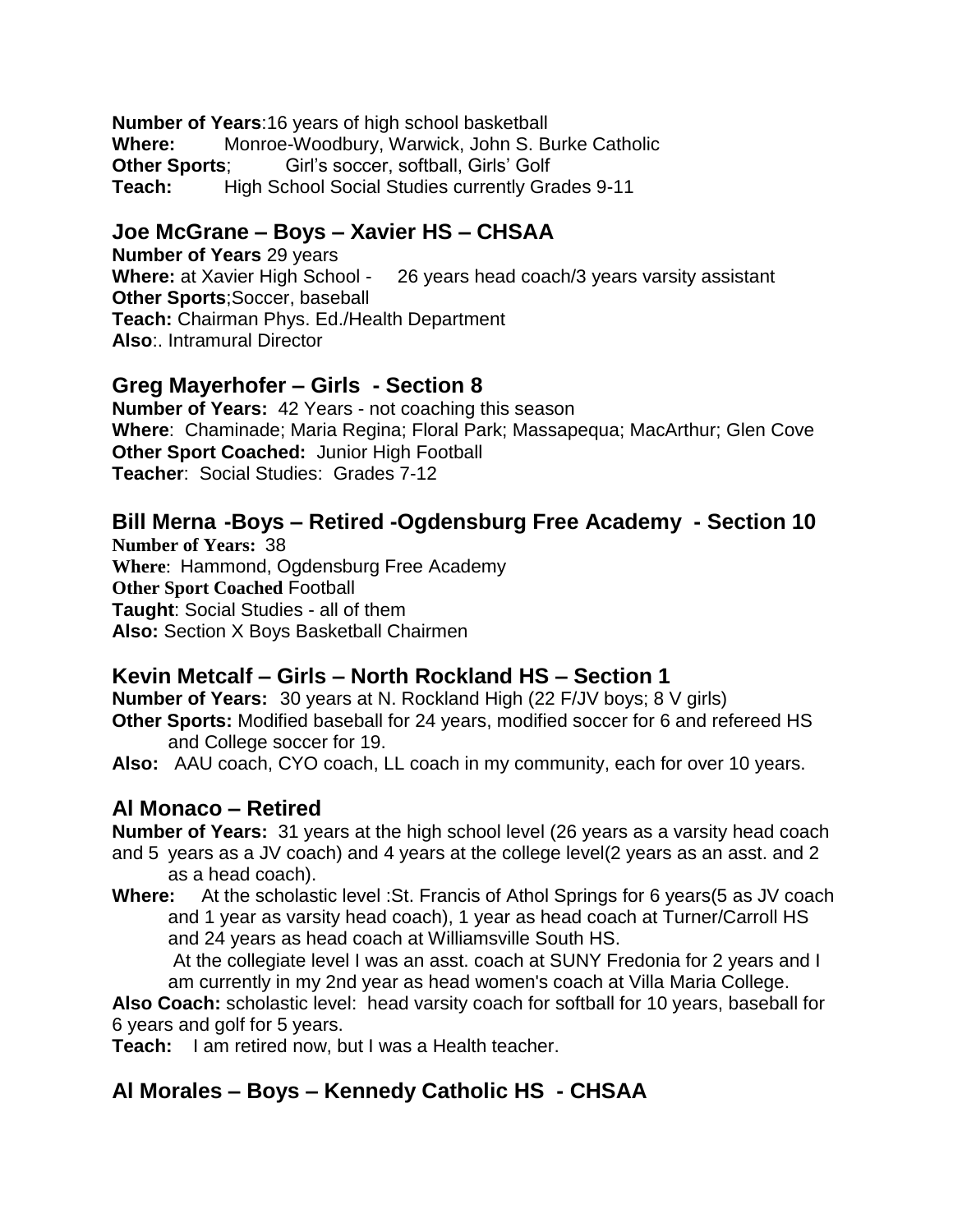**Number of Years**:16 years of high school basketball
**Where:** Monroe-Woodbury, Warwick, John S. Burke Catholic
**Other Sports**; Girl's soccer, softball, Girls' Golf
**Teach:** High School Social Studies currently Grades 9-11

## Joe McGrane – Boys – Xavier HS – CHSAA

**Number of Years** 29 years
**Where:** at Xavier High School - 26 years head coach/3 years varsity assistant
**Other Sports**;Soccer, baseball
**Teach:** Chairman Phys. Ed./Health Department
**Also**:. Intramural Director

## Greg Mayerhofer – Girls - Section 8

**Number of Years:** 42 Years - not coaching this season
**Where**: Chaminade; Maria Regina; Floral Park; Massapequa; MacArthur; Glen Cove
**Other Sport Coached:** Junior High Football
**Teacher**: Social Studies: Grades 7-12

## Bill Merna -Boys – Retired -Ogdensburg Free Academy - Section 10

**Number of Years:** 38
**Where**: Hammond, Ogdensburg Free Academy
**Other Sport Coached** Football
**Taught**: Social Studies - all of them
**Also:** Section X Boys Basketball Chairmen

## Kevin Metcalf – Girls – North Rockland HS – Section 1

**Number of Years:** 30 years at N. Rockland High (22 F/JV boys; 8 V girls)
**Other Sports:** Modified baseball for 24 years, modified soccer for 6 and refereed HS and College soccer for 19.
**Also:** AAU coach, CYO coach, LL coach in my community, each for over 10 years.

## Al Monaco – Retired

**Number of Years:** 31 years at the high school level (26 years as a varsity head coach and 5 years as a JV coach) and 4 years at the college level(2 years as an asst. and 2 as a head coach).
**Where:** At the scholastic level :St. Francis of Athol Springs for 6 years(5 as JV coach and 1 year as varsity head coach), 1 year as head coach at Turner/Carroll HS and 24 years as head coach at Williamsville South HS.
At the collegiate level I was an asst. coach at SUNY Fredonia for 2 years and I am currently in my 2nd year as head women's coach at Villa Maria College.
**Also Coach:** scholastic level: head varsity coach for softball for 10 years, baseball for 6 years and golf for 5 years.
**Teach:** I am retired now, but I was a Health teacher.

## Al Morales – Boys – Kennedy Catholic HS - CHSAA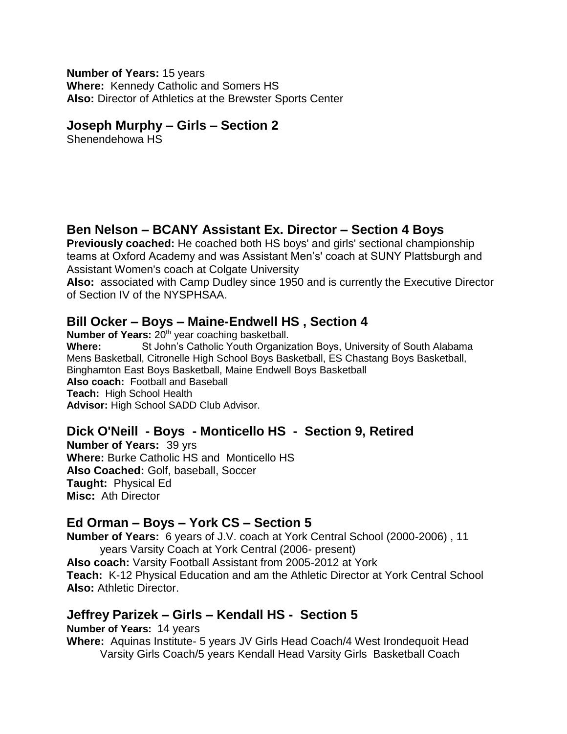**Number of Years:** 15 years
**Where:** Kennedy Catholic and Somers HS
**Also:** Director of Athletics at the Brewster Sports Center

## Joseph Murphy – Girls – Section 2

Shenendehowa HS

## Ben Nelson – BCANY Assistant Ex. Director – Section 4 Boys

**Previously coached:** He coached both HS boys' and girls' sectional championship teams at Oxford Academy and was Assistant Men's' coach at SUNY Plattsburgh and Assistant Women's coach at Colgate University
**Also:** associated with Camp Dudley since 1950 and is currently the Executive Director of Section IV of the NYSPHSAA.

## Bill Ocker – Boys – Maine-Endwell HS , Section 4

**Number of Years:** 20th year coaching basketball.
**Where:** St John's Catholic Youth Organization Boys, University of South Alabama Mens Basketball, Citronelle High School Boys Basketball, ES Chastang Boys Basketball, Binghamton East Boys Basketball, Maine Endwell Boys Basketball
**Also coach:** Football and Baseball
**Teach:** High School Health
**Advisor:** High School SADD Club Advisor.

## Dick O'Neill - Boys - Monticello HS - Section 9, Retired

**Number of Years:** 39 yrs
**Where:** Burke Catholic HS and Monticello HS
**Also Coached:** Golf, baseball, Soccer
**Taught:** Physical Ed
**Misc:** Ath Director

## Ed Orman – Boys – York CS – Section 5

**Number of Years:** 6 years of J.V. coach at York Central School (2000-2006) , 11 years Varsity Coach at York Central (2006- present)
**Also coach:** Varsity Football Assistant from 2005-2012 at York
**Teach:** K-12 Physical Education and am the Athletic Director at York Central School
**Also:** Athletic Director.

## Jeffrey Parizek – Girls – Kendall HS - Section 5

**Number of Years:** 14 years
**Where:** Aquinas Institute- 5 years JV Girls Head Coach/4 West Irondequoit Head Varsity Girls Coach/5 years Kendall Head Varsity Girls Basketball Coach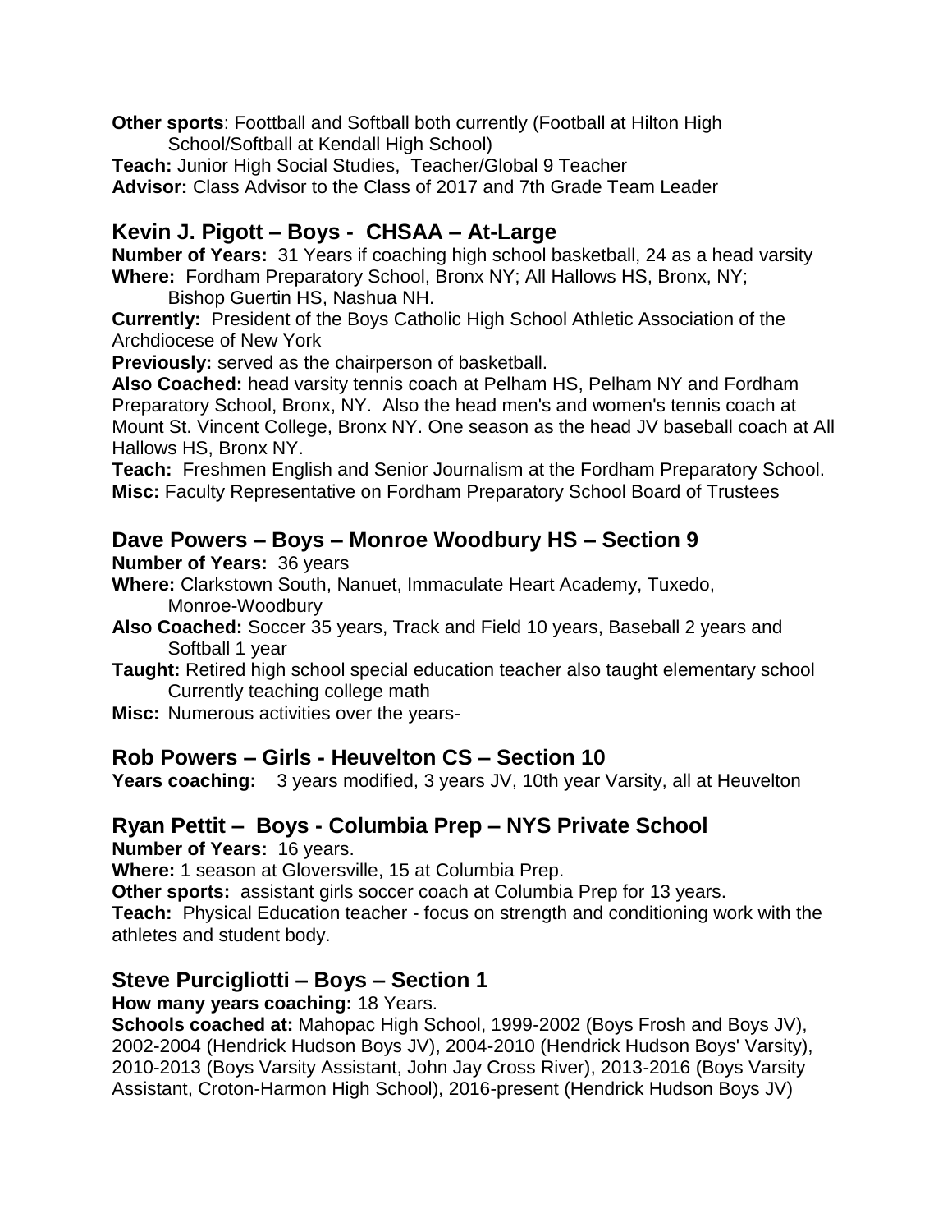**Other sports**: Foottball and Softball both currently (Football at Hilton High School/Softball at Kendall High School)
**Teach:** Junior High Social Studies, Teacher/Global 9 Teacher
**Advisor:** Class Advisor to the Class of 2017 and 7th Grade Team Leader

## Kevin J. Pigott – Boys - CHSAA – At-Large

**Number of Years:** 31 Years if coaching high school basketball, 24 as a head varsity
**Where:** Fordham Preparatory School, Bronx NY; All Hallows HS, Bronx, NY; Bishop Guertin HS, Nashua NH.
**Currently:** President of the Boys Catholic High School Athletic Association of the Archdiocese of New York
**Previously:** served as the chairperson of basketball.
**Also Coached:** head varsity tennis coach at Pelham HS, Pelham NY and Fordham Preparatory School, Bronx, NY. Also the head men's and women's tennis coach at Mount St. Vincent College, Bronx NY. One season as the head JV baseball coach at All Hallows HS, Bronx NY.
**Teach:** Freshmen English and Senior Journalism at the Fordham Preparatory School.
**Misc:** Faculty Representative on Fordham Preparatory School Board of Trustees

## Dave Powers – Boys – Monroe Woodbury HS – Section 9

**Number of Years:** 36 years
**Where:** Clarkstown South, Nanuet, Immaculate Heart Academy, Tuxedo, Monroe-Woodbury
**Also Coached:** Soccer 35 years, Track and Field 10 years, Baseball 2 years and Softball 1 year
**Taught:** Retired high school special education teacher also taught elementary school Currently teaching college math
**Misc:** Numerous activities over the years-

## Rob Powers – Girls - Heuvelton CS – Section 10

**Years coaching:** 3 years modified, 3 years JV, 10th year Varsity, all at Heuvelton

## Ryan Pettit – Boys - Columbia Prep – NYS Private School

**Number of Years:** 16 years.
**Where:** 1 season at Gloversville, 15 at Columbia Prep.
**Other sports:** assistant girls soccer coach at Columbia Prep for 13 years.
**Teach:** Physical Education teacher - focus on strength and conditioning work with the athletes and student body.

## Steve Purcigliotti – Boys – Section 1

**How many years coaching:** 18 Years.
**Schools coached at:** Mahopac High School, 1999-2002 (Boys Frosh and Boys JV), 2002-2004 (Hendrick Hudson Boys JV), 2004-2010 (Hendrick Hudson Boys' Varsity), 2010-2013 (Boys Varsity Assistant, John Jay Cross River), 2013-2016 (Boys Varsity Assistant, Croton-Harmon High School), 2016-present (Hendrick Hudson Boys JV)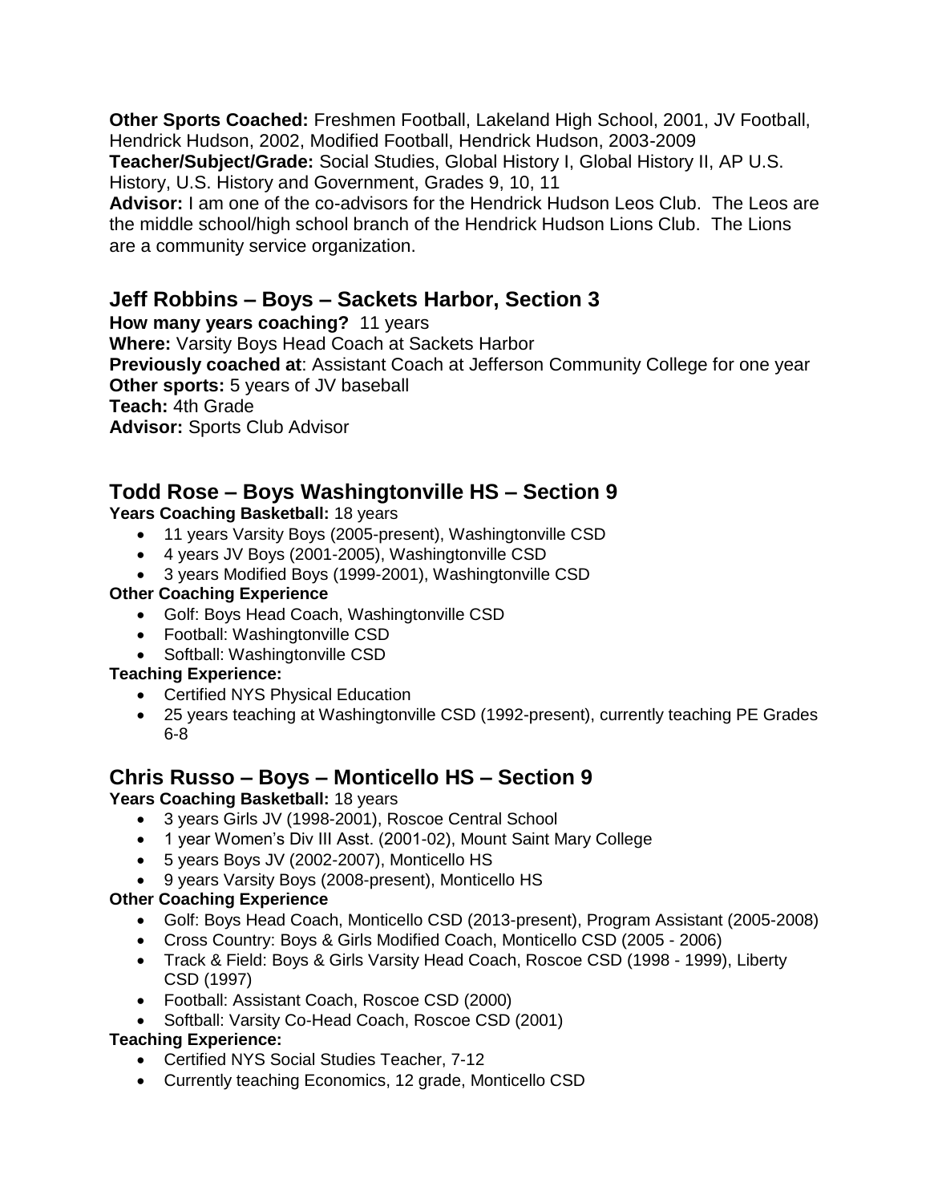**Other Sports Coached:** Freshmen Football, Lakeland High School, 2001, JV Football, Hendrick Hudson, 2002, Modified Football, Hendrick Hudson, 2003-2009
**Teacher/Subject/Grade:** Social Studies, Global History I, Global History II, AP U.S. History, U.S. History and Government, Grades 9, 10, 11
**Advisor:** I am one of the co-advisors for the Hendrick Hudson Leos Club. The Leos are the middle school/high school branch of the Hendrick Hudson Lions Club. The Lions are a community service organization.

## Jeff Robbins – Boys – Sackets Harbor, Section 3

**How many years coaching?** 11 years
**Where:** Varsity Boys Head Coach at Sackets Harbor
**Previously coached at**: Assistant Coach at Jefferson Community College for one year
**Other sports:** 5 years of JV baseball
**Teach:** 4th Grade
**Advisor:** Sports Club Advisor

## Todd Rose – Boys Washingtonville HS – Section 9

**Years Coaching Basketball:** 18 years

- 11 years Varsity Boys (2005-present), Washingtonville CSD
- 4 years JV Boys (2001-2005), Washingtonville CSD
- 3 years Modified Boys (1999-2001), Washingtonville CSD

**Other Coaching Experience**

- Golf: Boys Head Coach, Washingtonville CSD
- Football: Washingtonville CSD
- Softball: Washingtonville CSD

**Teaching Experience:**

- Certified NYS Physical Education
- 25 years teaching at Washingtonville CSD (1992-present), currently teaching PE Grades 6-8

## Chris Russo – Boys – Monticello HS – Section 9

**Years Coaching Basketball:** 18 years

- 3 years Girls JV (1998-2001), Roscoe Central School
- 1 year Women's Div III Asst. (2001-02), Mount Saint Mary College
- 5 years Boys JV (2002-2007), Monticello HS
- 9 years Varsity Boys (2008-present), Monticello HS

**Other Coaching Experience**

- Golf: Boys Head Coach, Monticello CSD (2013-present), Program Assistant (2005-2008)
- Cross Country: Boys & Girls Modified Coach, Monticello CSD (2005 - 2006)
- Track & Field: Boys & Girls Varsity Head Coach, Roscoe CSD (1998 - 1999), Liberty CSD (1997)
- Football: Assistant Coach, Roscoe CSD (2000)
- Softball: Varsity Co-Head Coach, Roscoe CSD (2001)

**Teaching Experience:**

- Certified NYS Social Studies Teacher, 7-12
- Currently teaching Economics, 12 grade, Monticello CSD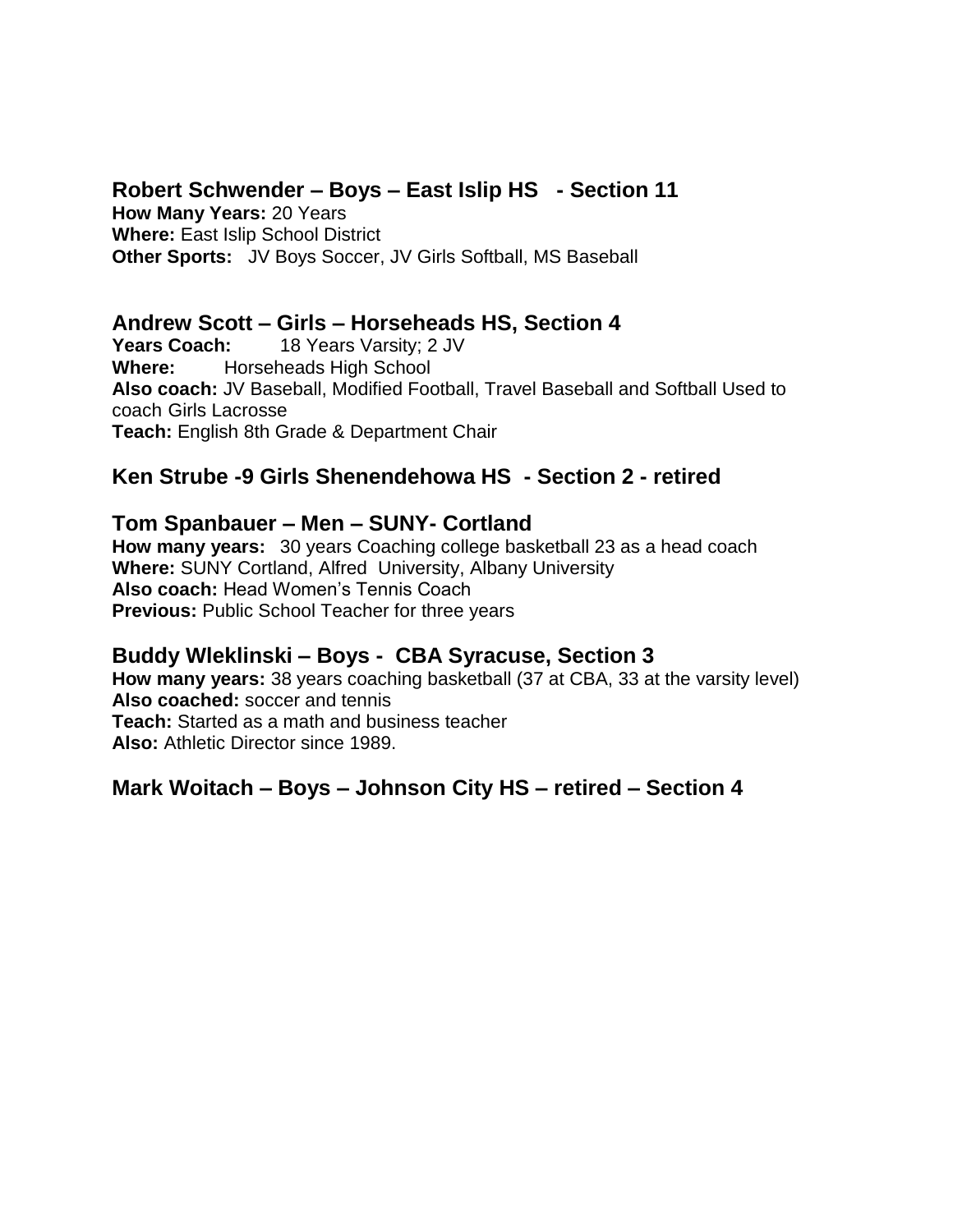### Robert Schwender – Boys – East Islip HS - Section 11

**How Many Years:** 20 Years
**Where:** East Islip School District
**Other Sports:** JV Boys Soccer, JV Girls Softball, MS Baseball

### Andrew Scott – Girls – Horseheads HS, Section 4

**Years Coach:** 18 Years Varsity; 2 JV
**Where:** Horseheads High School
**Also coach:** JV Baseball, Modified Football, Travel Baseball and Softball Used to coach Girls Lacrosse
**Teach:** English 8th Grade & Department Chair

### Ken Strube -9 Girls Shenendehowa HS - Section 2 - retired

### Tom Spanbauer – Men – SUNY- Cortland

**How many years:** 30 years Coaching college basketball 23 as a head coach
**Where:** SUNY Cortland, Alfred University, Albany University
**Also coach:** Head Women's Tennis Coach
**Previous:** Public School Teacher for three years

### Buddy Wleklinski – Boys - CBA Syracuse, Section 3

**How many years:** 38 years coaching basketball (37 at CBA, 33 at the varsity level)
**Also coached:** soccer and tennis
**Teach:** Started as a math and business teacher
**Also:** Athletic Director since 1989.

### Mark Woitach – Boys – Johnson City HS – retired – Section 4